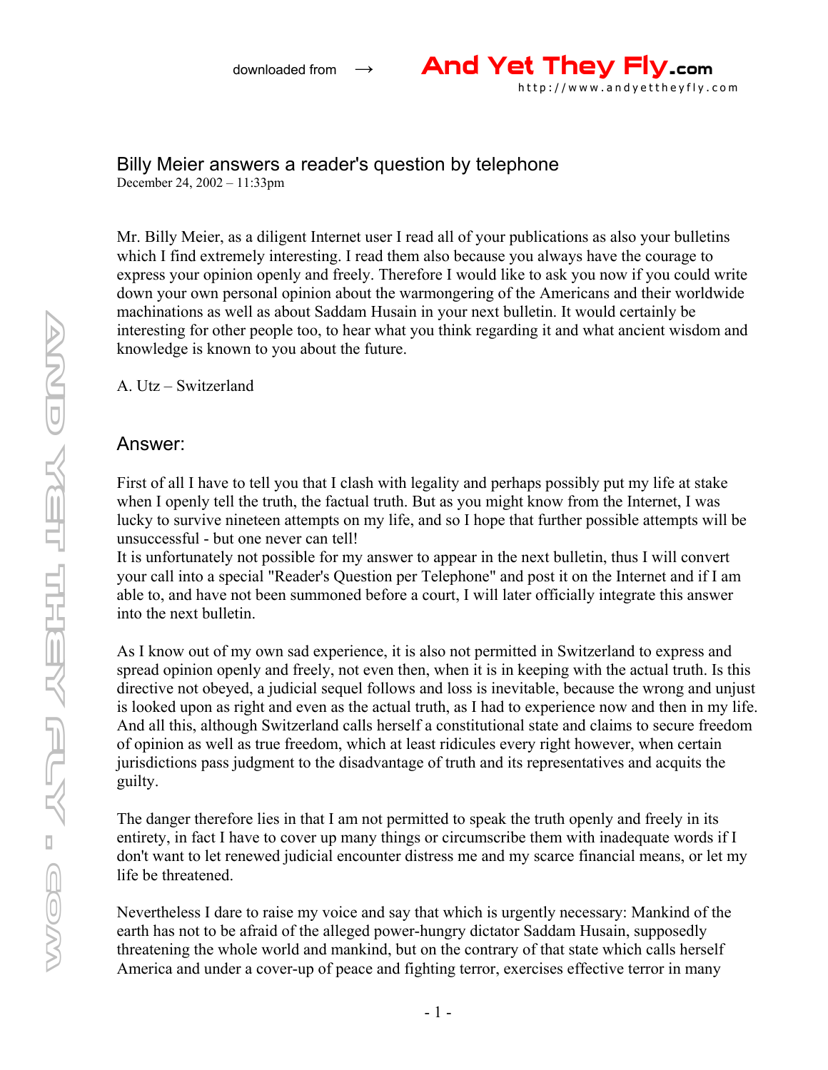# Billy Meier answers a reader's question by telephone

December 24, 2002 – 11:33pm

Mr. Billy Meier, as a diligent Internet user I read all of your publications as also your bulletins which I find extremely interesting. I read them also because you always have the courage to express your opinion openly and freely. Therefore I would like to ask you now if you could write down your own personal opinion about the warmongering of the Americans and their worldwide machinations as well as about Saddam Husain in your next bulletin. It would certainly be interesting for other people too, to hear what you think regarding it and what ancient wisdom and knowledge is known to you about the future.

A. Utz – Switzerland

## Answer:

First of all I have to tell you that I clash with legality and perhaps possibly put my life at stake when I openly tell the truth, the factual truth. But as you might know from the Internet, I was lucky to survive nineteen attempts on my life, and so I hope that further possible attempts will be unsuccessful - but one never can tell!
It is unfortunately not possible for my answer to appear in the next bulletin, thus I will convert your call into a special "Reader's Question per Telephone" and post it on the Internet and if I am able to, and have not been summoned before a court, I will later officially integrate this answer into the next bulletin.

As I know out of my own sad experience, it is also not permitted in Switzerland to express and spread opinion openly and freely, not even then, when it is in keeping with the actual truth. Is this directive not obeyed, a judicial sequel follows and loss is inevitable, because the wrong and unjust is looked upon as right and even as the actual truth, as I had to experience now and then in my life. And all this, although Switzerland calls herself a constitutional state and claims to secure freedom of opinion as well as true freedom, which at least ridicules every right however, when certain jurisdictions pass judgment to the disadvantage of truth and its representatives and acquits the guilty.

The danger therefore lies in that I am not permitted to speak the truth openly and freely in its entirety, in fact I have to cover up many things or circumscribe them with inadequate words if I don't want to let renewed judicial encounter distress me and my scarce financial means, or let my life be threatened.

Nevertheless I dare to raise my voice and say that which is urgently necessary: Mankind of the earth has not to be afraid of the alleged power-hungry dictator Saddam Husain, supposedly threatening the whole world and mankind, but on the contrary of that state which calls herself America and under a cover-up of peace and fighting terror, exercises effective terror in many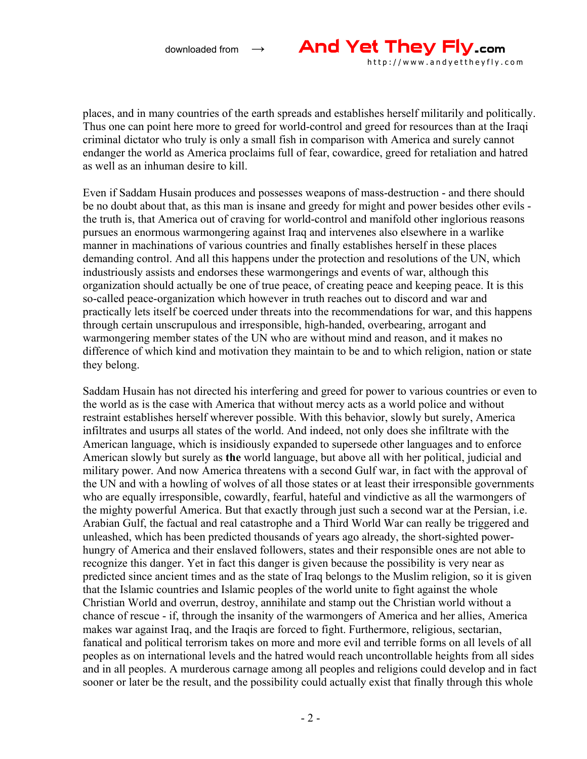places, and in many countries of the earth spreads and establishes herself militarily and politically. Thus one can point here more to greed for world-control and greed for resources than at the Iraqi criminal dictator who truly is only a small fish in comparison with America and surely cannot endanger the world as America proclaims full of fear, cowardice, greed for retaliation and hatred as well as an inhuman desire to kill.

Even if Saddam Husain produces and possesses weapons of mass-destruction - and there should be no doubt about that, as this man is insane and greedy for might and power besides other evils - the truth is, that America out of craving for world-control and manifold other inglorious reasons pursues an enormous warmongering against Iraq and intervenes also elsewhere in a warlike manner in machinations of various countries and finally establishes herself in these places demanding control. And all this happens under the protection and resolutions of the UN, which industriously assists and endorses these warmongerings and events of war, although this organization should actually be one of true peace, of creating peace and keeping peace. It is this so-called peace-organization which however in truth reaches out to discord and war and practically lets itself be coerced under threats into the recommendations for war, and this happens through certain unscrupulous and irresponsible, high-handed, overbearing, arrogant and warmongering member states of the UN who are without mind and reason, and it makes no difference of which kind and motivation they maintain to be and to which religion, nation or state they belong.

Saddam Husain has not directed his interfering and greed for power to various countries or even to the world as is the case with America that without mercy acts as a world police and without restraint establishes herself wherever possible. With this behavior, slowly but surely, America infiltrates and usurps all states of the world. And indeed, not only does she infiltrate with the American language, which is insidiously expanded to supersede other languages and to enforce American slowly but surely as **the** world language, but above all with her political, judicial and military power. And now America threatens with a second Gulf war, in fact with the approval of the UN and with a howling of wolves of all those states or at least their irresponsible governments who are equally irresponsible, cowardly, fearful, hateful and vindictive as all the warmongers of the mighty powerful America. But that exactly through just such a second war at the Persian, i.e. Arabian Gulf, the factual and real catastrophe and a Third World War can really be triggered and unleashed, which has been predicted thousands of years ago already, the short-sighted power-hungry of America and their enslaved followers, states and their responsible ones are not able to recognize this danger. Yet in fact this danger is given because the possibility is very near as predicted since ancient times and as the state of Iraq belongs to the Muslim religion, so it is given that the Islamic countries and Islamic peoples of the world unite to fight against the whole Christian World and overrun, destroy, annihilate and stamp out the Christian world without a chance of rescue - if, through the insanity of the warmongers of America and her allies, America makes war against Iraq, and the Iraqis are forced to fight. Furthermore, religious, sectarian, fanatical and political terrorism takes on more and more evil and terrible forms on all levels of all peoples as on international levels and the hatred would reach uncontrollable heights from all sides and in all peoples. A murderous carnage among all peoples and religions could develop and in fact sooner or later be the result, and the possibility could actually exist that finally through this whole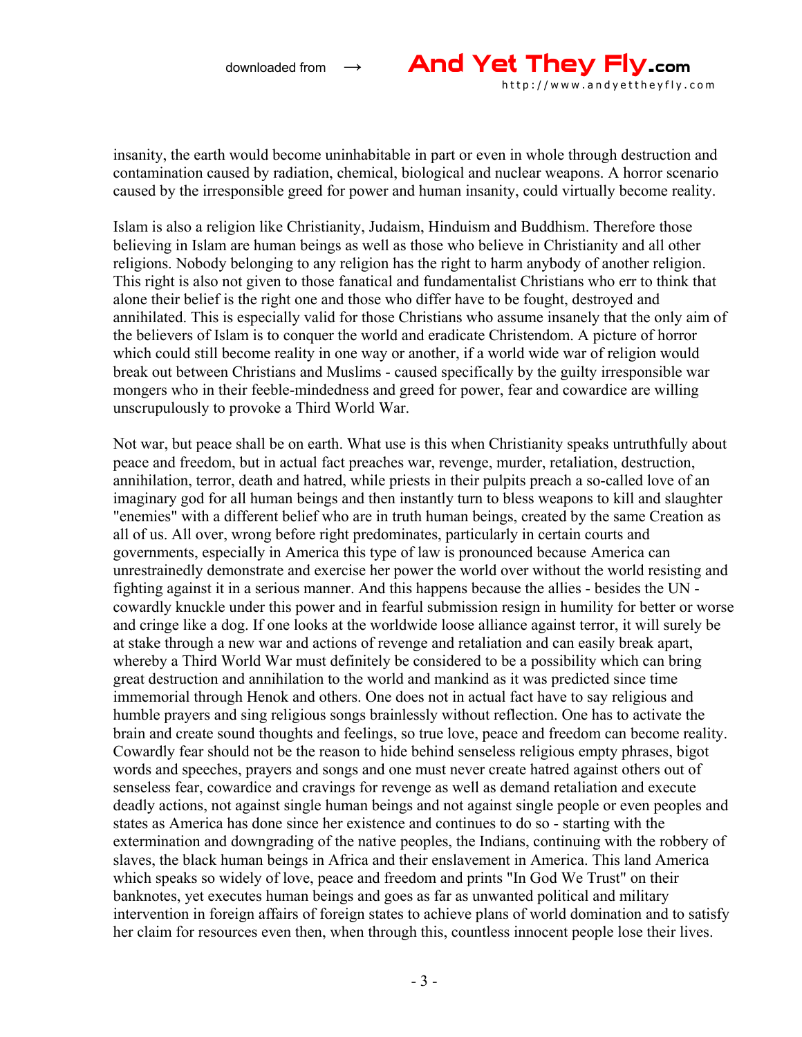insanity, the earth would become uninhabitable in part or even in whole through destruction and contamination caused by radiation, chemical, biological and nuclear weapons. A horror scenario caused by the irresponsible greed for power and human insanity, could virtually become reality.

Islam is also a religion like Christianity, Judaism, Hinduism and Buddhism. Therefore those believing in Islam are human beings as well as those who believe in Christianity and all other religions. Nobody belonging to any religion has the right to harm anybody of another religion. This right is also not given to those fanatical and fundamentalist Christians who err to think that alone their belief is the right one and those who differ have to be fought, destroyed and annihilated. This is especially valid for those Christians who assume insanely that the only aim of the believers of Islam is to conquer the world and eradicate Christendom. A picture of horror which could still become reality in one way or another, if a world wide war of religion would break out between Christians and Muslims - caused specifically by the guilty irresponsible war mongers who in their feeble-mindedness and greed for power, fear and cowardice are willing unscrupulously to provoke a Third World War.

Not war, but peace shall be on earth. What use is this when Christianity speaks untruthfully about peace and freedom, but in actual fact preaches war, revenge, murder, retaliation, destruction, annihilation, terror, death and hatred, while priests in their pulpits preach a so-called love of an imaginary god for all human beings and then instantly turn to bless weapons to kill and slaughter "enemies" with a different belief who are in truth human beings, created by the same Creation as all of us. All over, wrong before right predominates, particularly in certain courts and governments, especially in America this type of law is pronounced because America can unrestrainedly demonstrate and exercise her power the world over without the world resisting and fighting against it in a serious manner. And this happens because the allies - besides the UN - cowardly knuckle under this power and in fearful submission resign in humility for better or worse and cringe like a dog. If one looks at the worldwide loose alliance against terror, it will surely be at stake through a new war and actions of revenge and retaliation and can easily break apart, whereby a Third World War must definitely be considered to be a possibility which can bring great destruction and annihilation to the world and mankind as it was predicted since time immemorial through Henok and others. One does not in actual fact have to say religious and humble prayers and sing religious songs brainlessly without reflection. One has to activate the brain and create sound thoughts and feelings, so true love, peace and freedom can become reality. Cowardly fear should not be the reason to hide behind senseless religious empty phrases, bigot words and speeches, prayers and songs and one must never create hatred against others out of senseless fear, cowardice and cravings for revenge as well as demand retaliation and execute deadly actions, not against single human beings and not against single people or even peoples and states as America has done since her existence and continues to do so - starting with the extermination and downgrading of the native peoples, the Indians, continuing with the robbery of slaves, the black human beings in Africa and their enslavement in America. This land America which speaks so widely of love, peace and freedom and prints "In God We Trust" on their banknotes, yet executes human beings and goes as far as unwanted political and military intervention in foreign affairs of foreign states to achieve plans of world domination and to satisfy her claim for resources even then, when through this, countless innocent people lose their lives.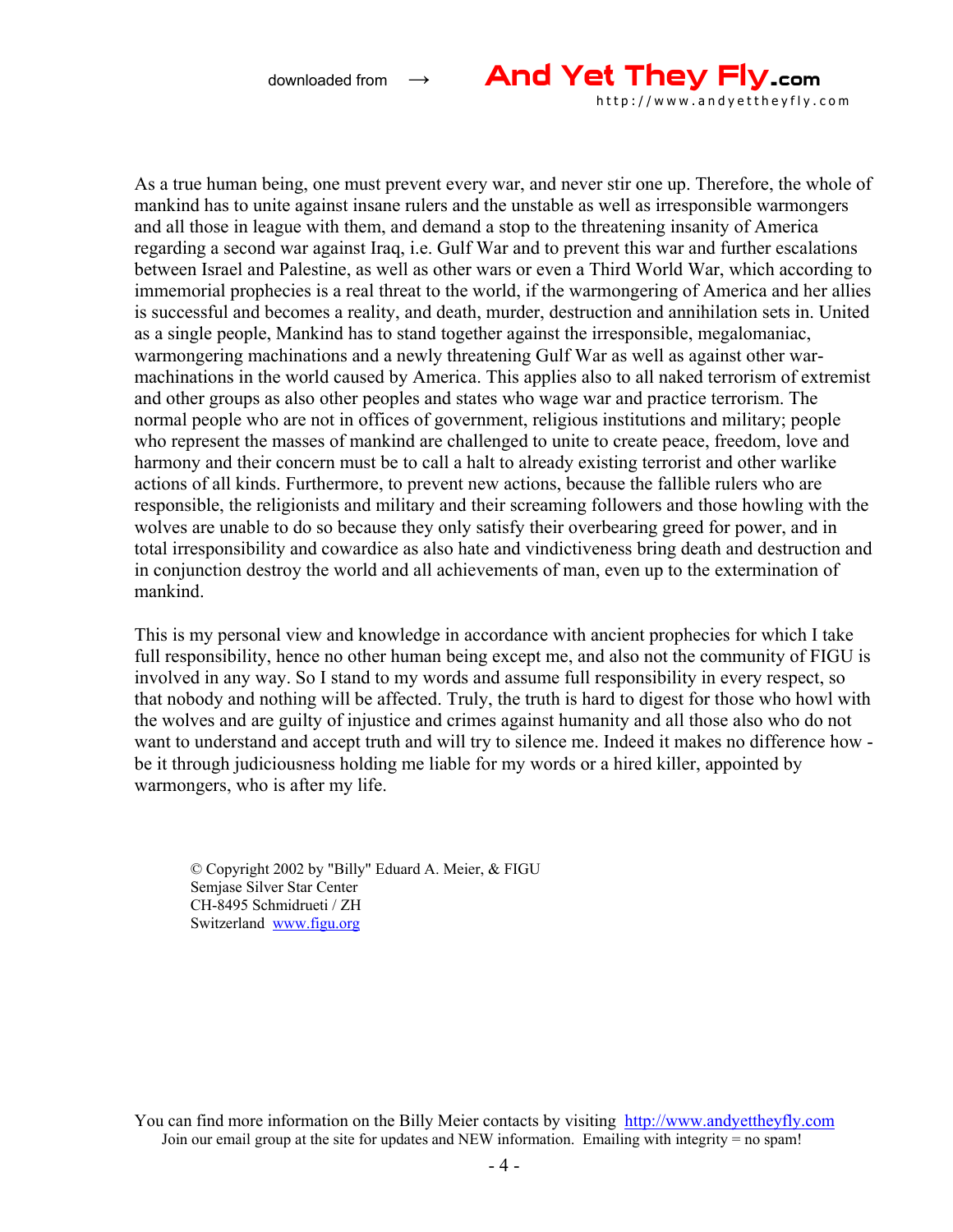As a true human being, one must prevent every war, and never stir one up. Therefore, the whole of mankind has to unite against insane rulers and the unstable as well as irresponsible warmongers and all those in league with them, and demand a stop to the threatening insanity of America regarding a second war against Iraq, i.e. Gulf War and to prevent this war and further escalations between Israel and Palestine, as well as other wars or even a Third World War, which according to immemorial prophecies is a real threat to the world, if the warmongering of America and her allies is successful and becomes a reality, and death, murder, destruction and annihilation sets in. United as a single people, Mankind has to stand together against the irresponsible, megalomaniac, warmongering machinations and a newly threatening Gulf War as well as against other war-machinations in the world caused by America. This applies also to all naked terrorism of extremist and other groups as also other peoples and states who wage war and practice terrorism. The normal people who are not in offices of government, religious institutions and military; people who represent the masses of mankind are challenged to unite to create peace, freedom, love and harmony and their concern must be to call a halt to already existing terrorist and other warlike actions of all kinds. Furthermore, to prevent new actions, because the fallible rulers who are responsible, the religionists and military and their screaming followers and those howling with the wolves are unable to do so because they only satisfy their overbearing greed for power, and in total irresponsibility and cowardice as also hate and vindictiveness bring death and destruction and in conjunction destroy the world and all achievements of man, even up to the extermination of mankind.

This is my personal view and knowledge in accordance with ancient prophecies for which I take full responsibility, hence no other human being except me, and also not the community of FIGU is involved in any way. So I stand to my words and assume full responsibility in every respect, so that nobody and nothing will be affected. Truly, the truth is hard to digest for those who howl with the wolves and are guilty of injustice and crimes against humanity and all those also who do not want to understand and accept truth and will try to silence me. Indeed it makes no difference how - be it through judiciousness holding me liable for my words or a hired killer, appointed by warmongers, who is after my life.

© Copyright 2002 by "Billy" Eduard A. Meier, & FIGU
Semjase Silver Star Center
CH-8495 Schmidrueti / ZH
Switzerland [www.figu.org](http://www.figu.org)